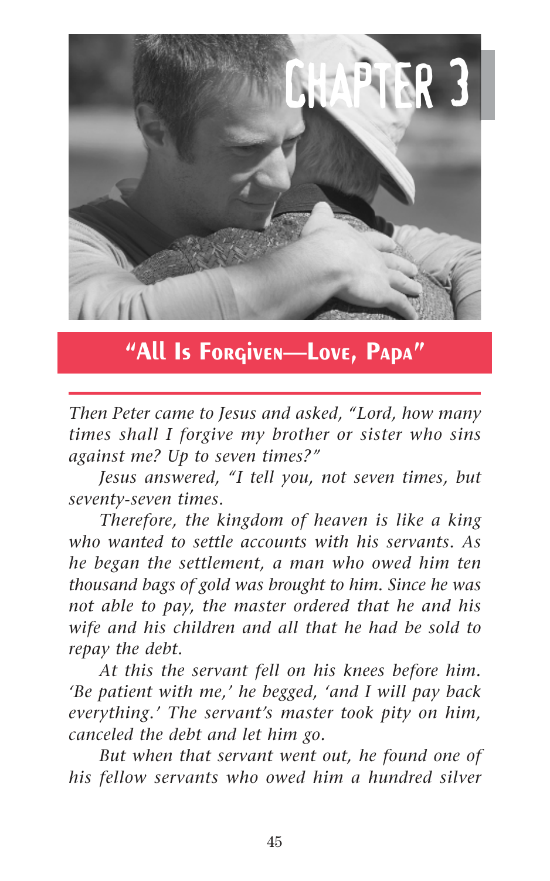# Chapter 3

## "All Is Forgiven—Love, Papa"

*Then Peter came to Jesus and asked, "Lord, how many times shall I forgive my brother or sister who sins against me? Up to seven times?"*

*Jesus answered, "I tell you, not seven times, but seventy-seven times.*

*Therefore, the kingdom of heaven is like a king who wanted to settle accounts with his servants. As he began the settlement, a man who owed him ten thousand bags of gold was brought to him. Since he was not able to pay, the master ordered that he and his wife and his children and all that he had be sold to repay the debt.*

*At this the servant fell on his knees before him. 'Be patient with me,' he begged, 'and I will pay back everything.' The servant's master took pity on him, canceled the debt and let him go.*

*But when that servant went out, he found one of his fellow servants who owed him a hundred silver*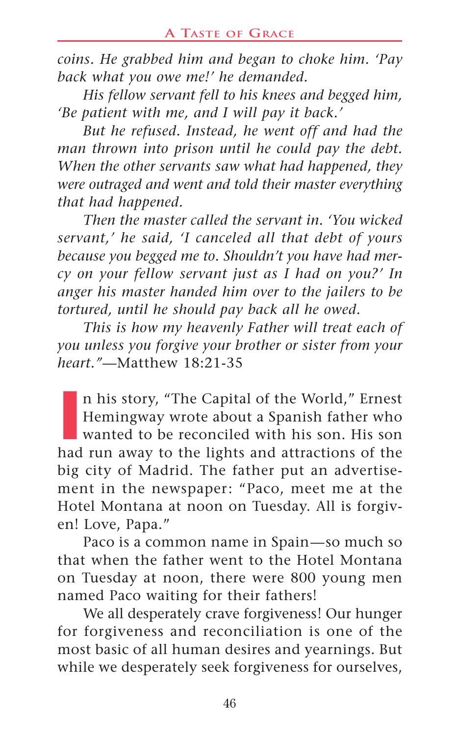*coins. He grabbed him and began to choke him. 'Pay back what you owe me!' he demanded.*

*His fellow servant fell to his knees and begged him, 'Be patient with me, and I will pay it back.'*

*But he refused. Instead, he went off and had the man thrown into prison until he could pay the debt. When the other servants saw what had happened, they were outraged and went and told their master everything that had happened.*

*Then the master called the servant in. 'You wicked servant,' he said, 'I canceled all that debt of yours because you begged me to. Shouldn't you have had mercy on your fellow servant just as I had on you?' In anger his master handed him over to the jailers to be tortured, until he should pay back all he owed.*

*This is how my heavenly Father will treat each of you unless you forgive your brother or sister from your heart."*—Matthew 18:21-35

In his story, "The Capital of the World," Ernest Hemingway wrote about a Spanish father who wanted to be reconciled with his son. His son had run away to the lights and attractions of the big city of Madrid. The father put an advertisement in the newspaper: "Paco, meet me at the Hotel Montana at noon on Tuesday. All is forgiven! Love, Papa."

Paco is a common name in Spain—so much so that when the father went to the Hotel Montana on Tuesday at noon, there were 800 young men named Paco waiting for their fathers!

We all desperately crave forgiveness! Our hunger for forgiveness and reconciliation is one of the most basic of all human desires and yearnings. But while we desperately seek forgiveness for ourselves,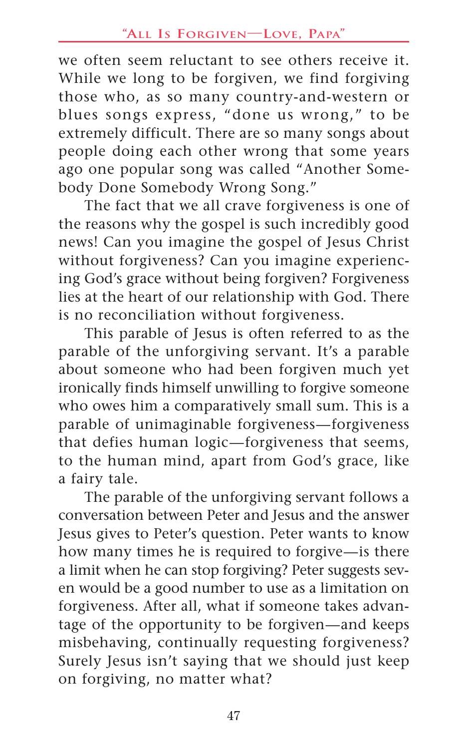we often seem reluctant to see others receive it. While we long to be forgiven, we find forgiving those who, as so many country-and-western or blues songs express, "done us wrong," to be extremely difficult. There are so many songs about people doing each other wrong that some years ago one popular song was called "Another Somebody Done Somebody Wrong Song."

The fact that we all crave forgiveness is one of the reasons why the gospel is such incredibly good news! Can you imagine the gospel of Jesus Christ without forgiveness? Can you imagine experiencing God's grace without being forgiven? Forgiveness lies at the heart of our relationship with God. There is no reconciliation without forgiveness.

This parable of Jesus is often referred to as the parable of the unforgiving servant. It's a parable about someone who had been forgiven much yet ironically finds himself unwilling to forgive someone who owes him a comparatively small sum. This is a parable of unimaginable forgiveness—forgiveness that defies human logic—forgiveness that seems, to the human mind, apart from God's grace, like a fairy tale.

The parable of the unforgiving servant follows a conversation between Peter and Jesus and the answer Jesus gives to Peter's question. Peter wants to know how many times he is required to forgive—is there a limit when he can stop forgiving? Peter suggests seven would be a good number to use as a limitation on forgiveness. After all, what if someone takes advantage of the opportunity to be forgiven—and keeps misbehaving, continually requesting forgiveness? Surely Jesus isn't saying that we should just keep on forgiving, no matter what?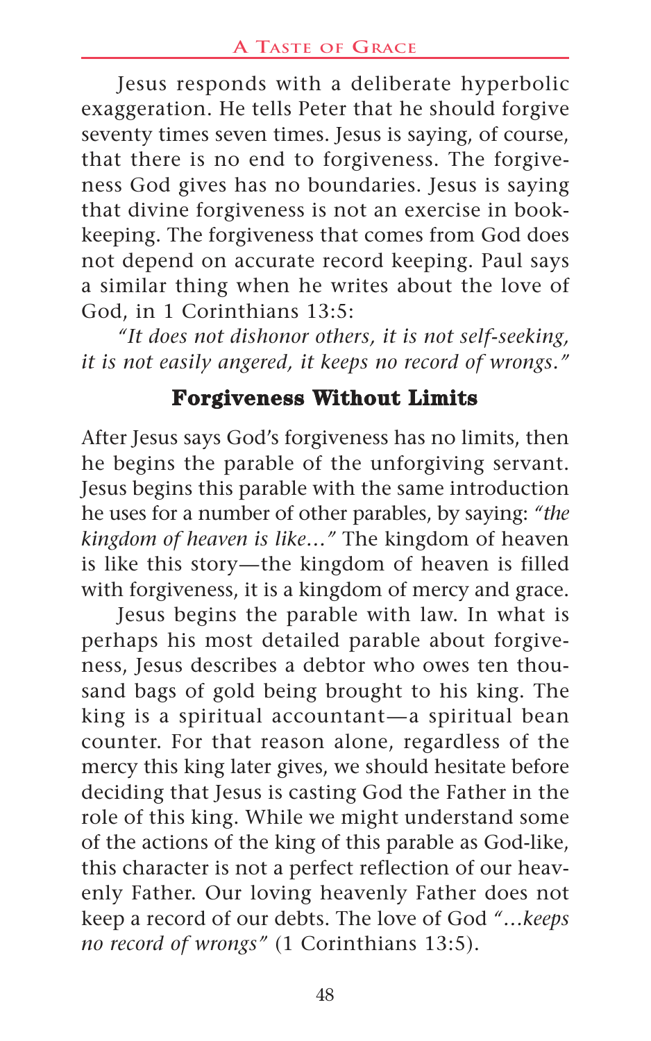Jesus responds with a deliberate hyperbolic exaggeration. He tells Peter that he should forgive seventy times seven times. Jesus is saying, of course, that there is no end to forgiveness. The forgiveness God gives has no boundaries. Jesus is saying that divine forgiveness is not an exercise in bookkeeping. The forgiveness that comes from God does not depend on accurate record keeping. Paul says a similar thing when he writes about the love of God, in 1 Corinthians 13:5:

*"It does not dishonor others, it is not self-seeking, it is not easily angered, it keeps no record of wrongs."*

## Forgiveness Without Limits

After Jesus says God's forgiveness has no limits, then he begins the parable of the unforgiving servant. Jesus begins this parable with the same introduction he uses for a number of other parables, by saying: *"the kingdom of heaven is like…"* The kingdom of heaven is like this story—the kingdom of heaven is filled with forgiveness, it is a kingdom of mercy and grace.

Jesus begins the parable with law. In what is perhaps his most detailed parable about forgiveness, Jesus describes a debtor who owes ten thousand bags of gold being brought to his king. The king is a spiritual accountant—a spiritual bean counter. For that reason alone, regardless of the mercy this king later gives, we should hesitate before deciding that Jesus is casting God the Father in the role of this king. While we might understand some of the actions of the king of this parable as God-like, this character is not a perfect reflection of our heavenly Father. Our loving heavenly Father does not keep a record of our debts. The love of God *"…keeps no record of wrongs"* (1 Corinthians 13:5).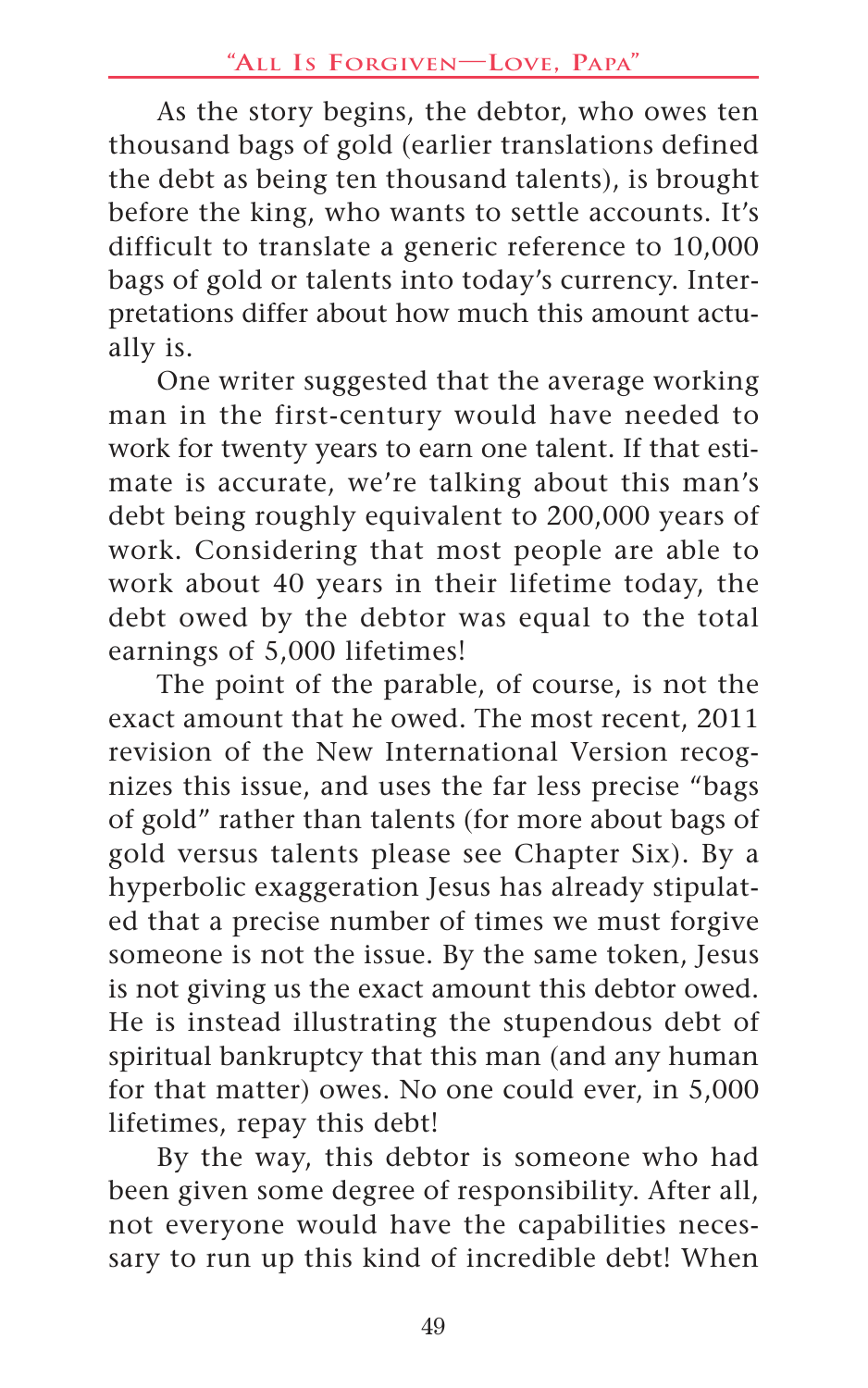As the story begins, the debtor, who owes ten thousand bags of gold (earlier translations defined the debt as being ten thousand talents), is brought before the king, who wants to settle accounts. It's difficult to translate a generic reference to 10,000 bags of gold or talents into today's currency. Interpretations differ about how much this amount actually is.

One writer suggested that the average working man in the first-century would have needed to work for twenty years to earn one talent. If that estimate is accurate, we're talking about this man's debt being roughly equivalent to 200,000 years of work. Considering that most people are able to work about 40 years in their lifetime today, the debt owed by the debtor was equal to the total earnings of 5,000 lifetimes!

The point of the parable, of course, is not the exact amount that he owed. The most recent, 2011 revision of the New International Version recognizes this issue, and uses the far less precise "bags of gold" rather than talents (for more about bags of gold versus talents please see Chapter Six). By a hyperbolic exaggeration Jesus has already stipulated that a precise number of times we must forgive someone is not the issue. By the same token, Jesus is not giving us the exact amount this debtor owed. He is instead illustrating the stupendous debt of spiritual bankruptcy that this man (and any human for that matter) owes. No one could ever, in 5,000 lifetimes, repay this debt!

By the way, this debtor is someone who had been given some degree of responsibility. After all, not everyone would have the capabilities necessary to run up this kind of incredible debt! When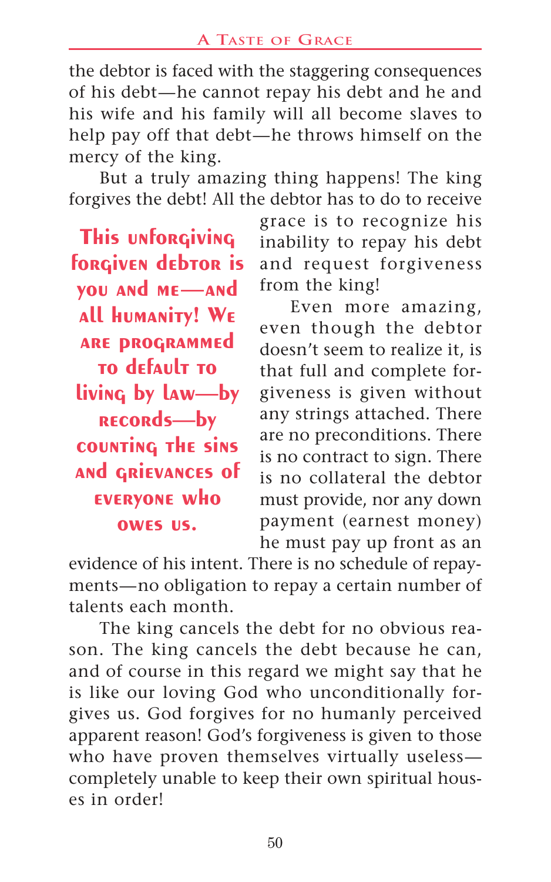the debtor is faced with the staggering consequences of his debt—he cannot repay his debt and he and his wife and his family will all become slaves to help pay off that debt—he throws himself on the mercy of the king.

But a truly amazing thing happens! The king forgives the debt! All the debtor has to do to receive grace is to recognize his inability to repay his debt and request forgiveness from the king!

> **This unforgiving forgiven debtor is you and me—and all humanity! We are programmed to default to living by law—by records—by counting the sins and grievances of everyone who owes us.**

Even more amazing, even though the debtor doesn't seem to realize it, is that full and complete forgiveness is given without any strings attached. There are no preconditions. There is no contract to sign. There is no collateral the debtor must provide, nor any down payment (earnest money) he must pay up front as an evidence of his intent. There is no schedule of repayments—no obligation to repay a certain number of talents each month.

The king cancels the debt for no obvious reason. The king cancels the debt because he can, and of course in this regard we might say that he is like our loving God who unconditionally forgives us. God forgives for no humanly perceived apparent reason! God's forgiveness is given to those who have proven themselves virtually useless—completely unable to keep their own spiritual houses in order!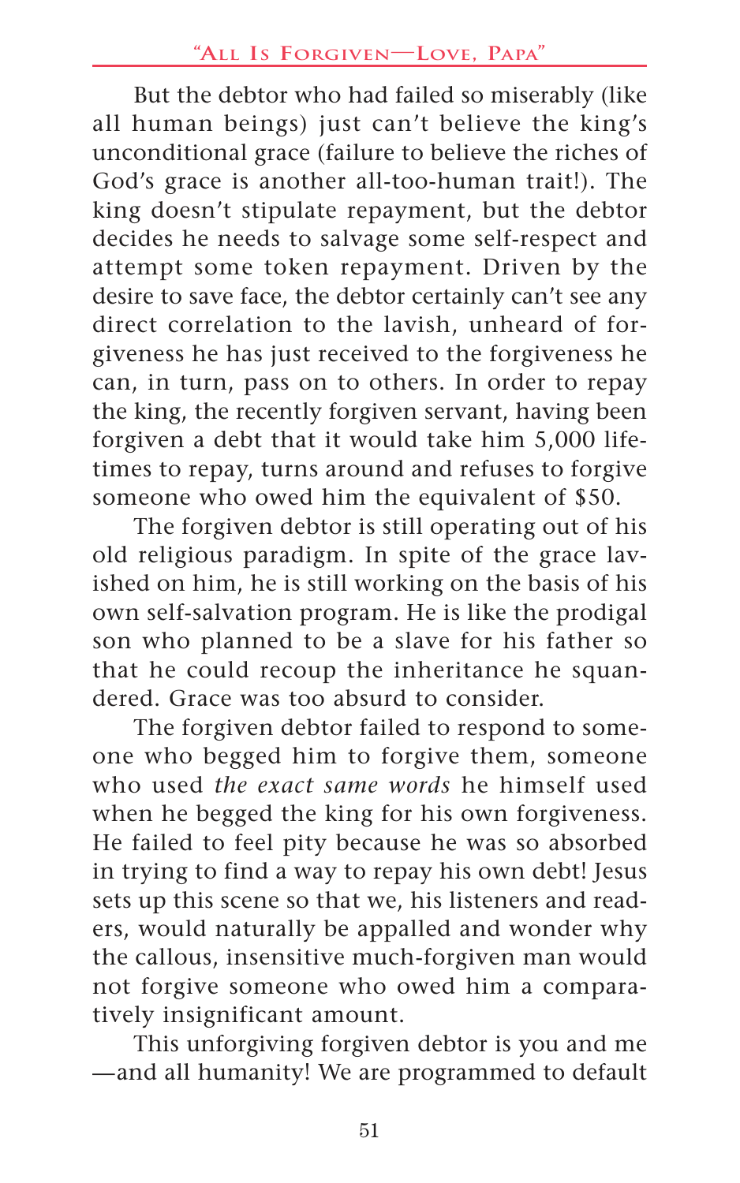But the debtor who had failed so miserably (like all human beings) just can't believe the king's unconditional grace (failure to believe the riches of God's grace is another all-too-human trait!). The king doesn't stipulate repayment, but the debtor decides he needs to salvage some self-respect and attempt some token repayment. Driven by the desire to save face, the debtor certainly can't see any direct correlation to the lavish, unheard of forgiveness he has just received to the forgiveness he can, in turn, pass on to others. In order to repay the king, the recently forgiven servant, having been forgiven a debt that it would take him 5,000 lifetimes to repay, turns around and refuses to forgive someone who owed him the equivalent of $50.

The forgiven debtor is still operating out of his old religious paradigm. In spite of the grace lavished on him, he is still working on the basis of his own self-salvation program. He is like the prodigal son who planned to be a slave for his father so that he could recoup the inheritance he squandered. Grace was too absurd to consider.

The forgiven debtor failed to respond to someone who begged him to forgive them, someone who used *the exact same words* he himself used when he begged the king for his own forgiveness. He failed to feel pity because he was so absorbed in trying to find a way to repay his own debt! Jesus sets up this scene so that we, his listeners and readers, would naturally be appalled and wonder why the callous, insensitive much-forgiven man would not forgive someone who owed him a comparatively insignificant amount.

This unforgiving forgiven debtor is you and me—and all humanity! We are programmed to default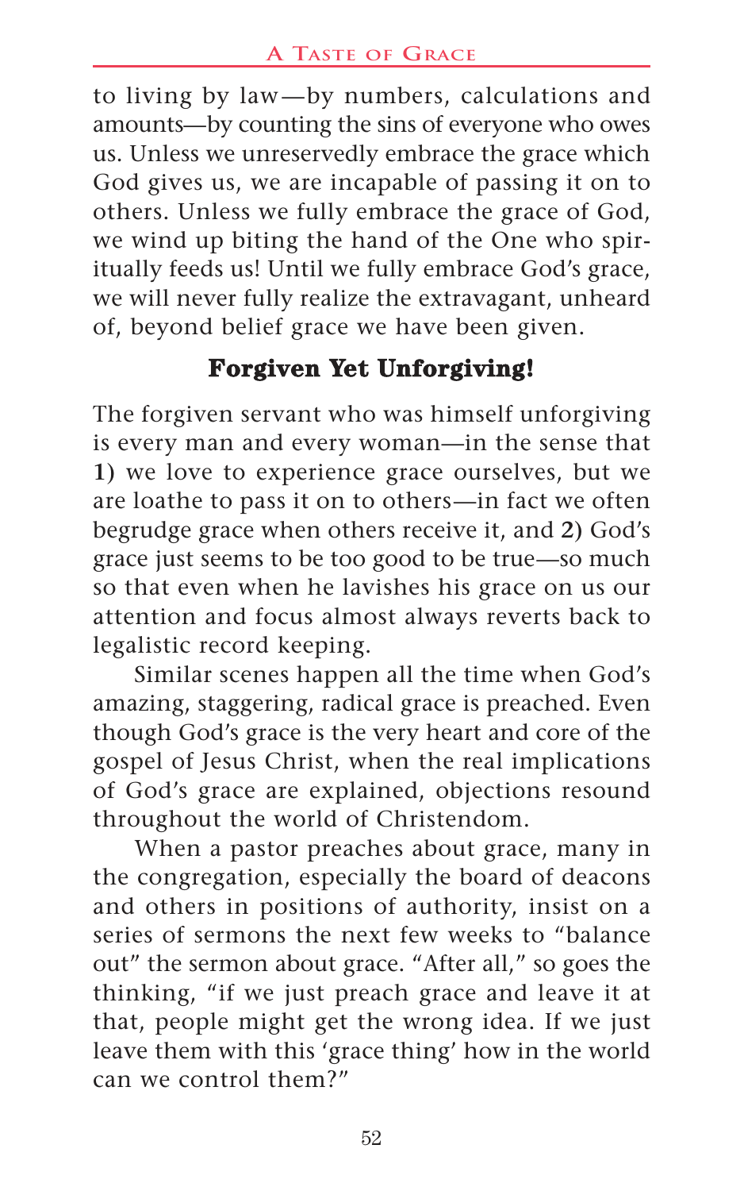to living by law—by numbers, calculations and amounts—by counting the sins of everyone who owes us. Unless we unreservedly embrace the grace which God gives us, we are incapable of passing it on to others. Unless we fully embrace the grace of God, we wind up biting the hand of the One who spiritually feeds us! Until we fully embrace God's grace, we will never fully realize the extravagant, unheard of, beyond belief grace we have been given.

## Forgiven Yet Unforgiving!

The forgiven servant who was himself unforgiving is every man and every woman—in the sense that **1)** we love to experience grace ourselves, but we are loathe to pass it on to others—in fact we often begrudge grace when others receive it, and **2)** God's grace just seems to be too good to be true—so much so that even when he lavishes his grace on us our attention and focus almost always reverts back to legalistic record keeping.

Similar scenes happen all the time when God's amazing, staggering, radical grace is preached. Even though God's grace is the very heart and core of the gospel of Jesus Christ, when the real implications of God's grace are explained, objections resound throughout the world of Christendom.

When a pastor preaches about grace, many in the congregation, especially the board of deacons and others in positions of authority, insist on a series of sermons the next few weeks to "balance out" the sermon about grace. "After all," so goes the thinking, "if we just preach grace and leave it at that, people might get the wrong idea. If we just leave them with this 'grace thing' how in the world can we control them?"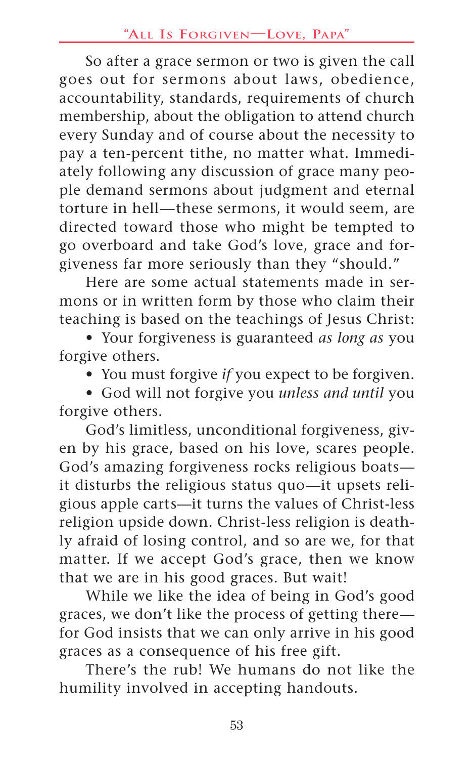So after a grace sermon or two is given the call goes out for sermons about laws, obedience, accountability, standards, requirements of church membership, about the obligation to attend church every Sunday and of course about the necessity to pay a ten-percent tithe, no matter what. Immediately following any discussion of grace many people demand sermons about judgment and eternal torture in hell—these sermons, it would seem, are directed toward those who might be tempted to go overboard and take God's love, grace and forgiveness far more seriously than they "should."

Here are some actual statements made in sermons or in written form by those who claim their teaching is based on the teachings of Jesus Christ:

- Your forgiveness is guaranteed *as long as* you forgive others.
- You must forgive *if* you expect to be forgiven.
- God will not forgive you *unless and until* you forgive others.

God's limitless, unconditional forgiveness, given by his grace, based on his love, scares people. God's amazing forgiveness rocks religious boats—it disturbs the religious status quo—it upsets religious apple carts—it turns the values of Christ-less religion upside down. Christ-less religion is deathly afraid of losing control, and so are we, for that matter. If we accept God's grace, then we know that we are in his good graces. But wait!

While we like the idea of being in God's good graces, we don't like the process of getting there—for God insists that we can only arrive in his good graces as a consequence of his free gift.

There's the rub! We humans do not like the humility involved in accepting handouts.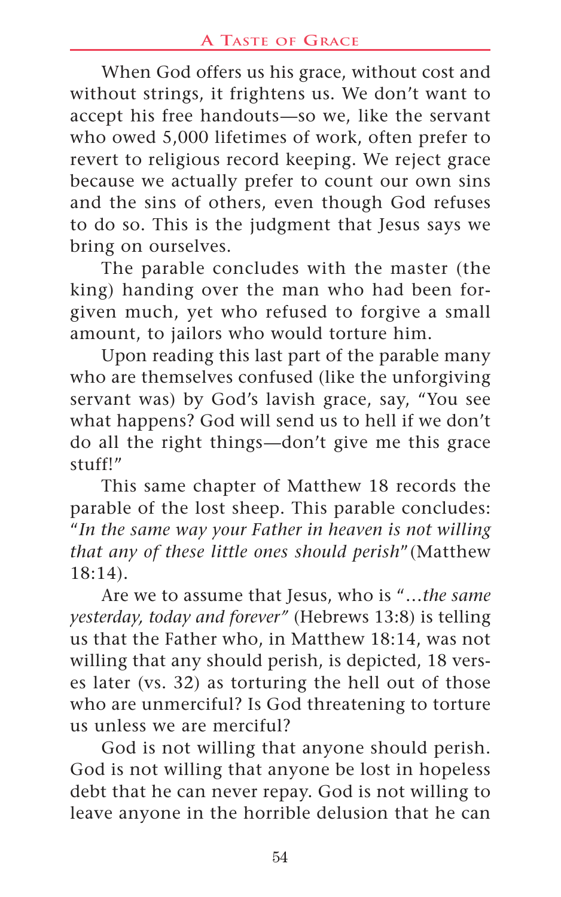When God offers us his grace, without cost and without strings, it frightens us. We don't want to accept his free handouts—so we, like the servant who owed 5,000 lifetimes of work, often prefer to revert to religious record keeping. We reject grace because we actually prefer to count our own sins and the sins of others, even though God refuses to do so. This is the judgment that Jesus says we bring on ourselves.

The parable concludes with the master (the king) handing over the man who had been forgiven much, yet who refused to forgive a small amount, to jailors who would torture him.

Upon reading this last part of the parable many who are themselves confused (like the unforgiving servant was) by God's lavish grace, say, "You see what happens? God will send us to hell if we don't do all the right things—don't give me this grace stuff!"

This same chapter of Matthew 18 records the parable of the lost sheep. This parable concludes: "*In the same way your Father in heaven is not willing that any of these little ones should perish*" (Matthew 18:14).

Are we to assume that Jesus, who is "*…the same yesterday, today and forever*" (Hebrews 13:8) is telling us that the Father who, in Matthew 18:14, was not willing that any should perish, is depicted, 18 verses later (vs. 32) as torturing the hell out of those who are unmerciful? Is God threatening to torture us unless we are merciful?

God is not willing that anyone should perish. God is not willing that anyone be lost in hopeless debt that he can never repay. God is not willing to leave anyone in the horrible delusion that he can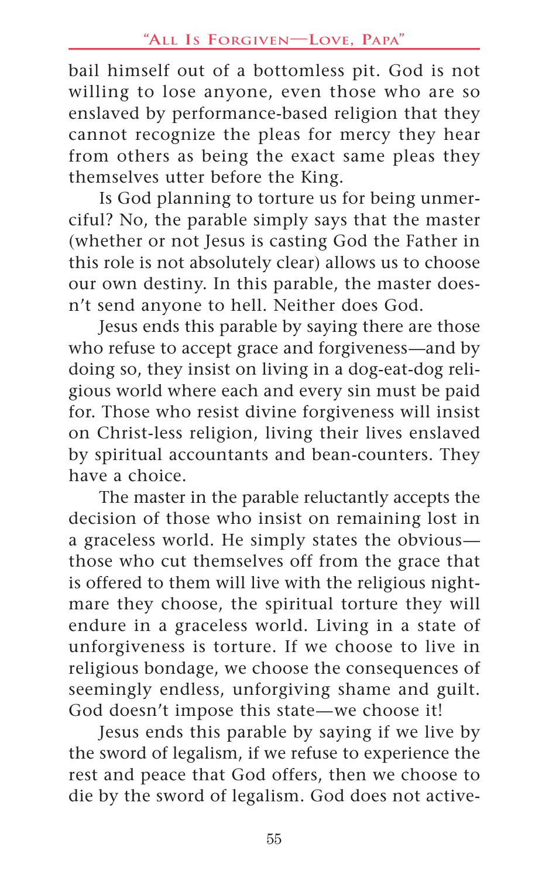bail himself out of a bottomless pit. God is not willing to lose anyone, even those who are so enslaved by performance-based religion that they cannot recognize the pleas for mercy they hear from others as being the exact same pleas they themselves utter before the King.

Is God planning to torture us for being unmerciful? No, the parable simply says that the master (whether or not Jesus is casting God the Father in this role is not absolutely clear) allows us to choose our own destiny. In this parable, the master doesn't send anyone to hell. Neither does God.

Jesus ends this parable by saying there are those who refuse to accept grace and forgiveness—and by doing so, they insist on living in a dog-eat-dog religious world where each and every sin must be paid for. Those who resist divine forgiveness will insist on Christ-less religion, living their lives enslaved by spiritual accountants and bean-counters. They have a choice.

The master in the parable reluctantly accepts the decision of those who insist on remaining lost in a graceless world. He simply states the obvious—those who cut themselves off from the grace that is offered to them will live with the religious nightmare they choose, the spiritual torture they will endure in a graceless world. Living in a state of unforgiveness is torture. If we choose to live in religious bondage, we choose the consequences of seemingly endless, unforgiving shame and guilt. God doesn't impose this state—we choose it!

Jesus ends this parable by saying if we live by the sword of legalism, if we refuse to experience the rest and peace that God offers, then we choose to die by the sword of legalism. God does not active-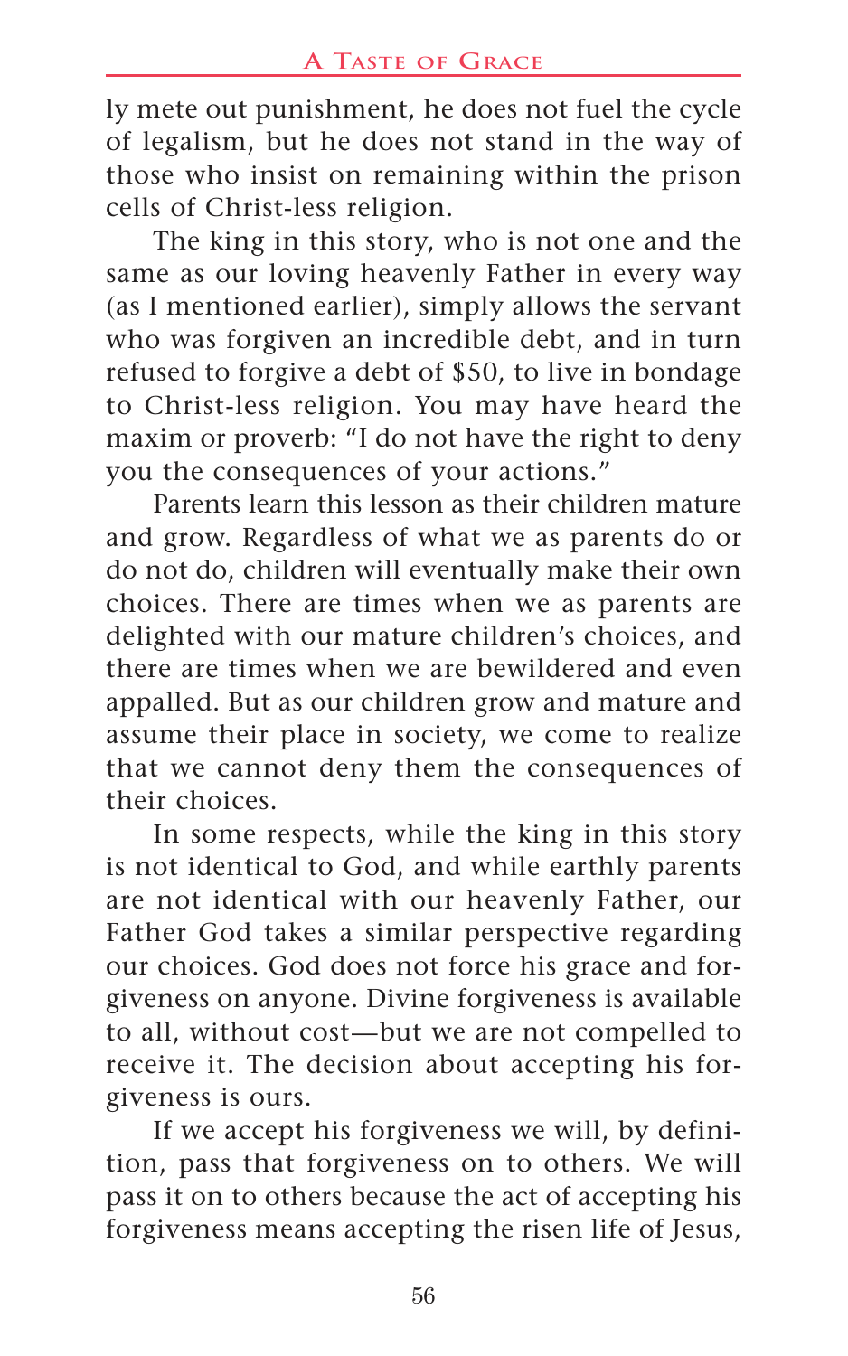ly mete out punishment, he does not fuel the cycle of legalism, but he does not stand in the way of those who insist on remaining within the prison cells of Christ-less religion.

The king in this story, who is not one and the same as our loving heavenly Father in every way (as I mentioned earlier), simply allows the servant who was forgiven an incredible debt, and in turn refused to forgive a debt of $50, to live in bondage to Christ-less religion. You may have heard the maxim or proverb: "I do not have the right to deny you the consequences of your actions."

Parents learn this lesson as their children mature and grow. Regardless of what we as parents do or do not do, children will eventually make their own choices. There are times when we as parents are delighted with our mature children's choices, and there are times when we are bewildered and even appalled. But as our children grow and mature and assume their place in society, we come to realize that we cannot deny them the consequences of their choices.

In some respects, while the king in this story is not identical to God, and while earthly parents are not identical with our heavenly Father, our Father God takes a similar perspective regarding our choices. God does not force his grace and forgiveness on anyone. Divine forgiveness is available to all, without cost—but we are not compelled to receive it. The decision about accepting his forgiveness is ours.

If we accept his forgiveness we will, by definition, pass that forgiveness on to others. We will pass it on to others because the act of accepting his forgiveness means accepting the risen life of Jesus,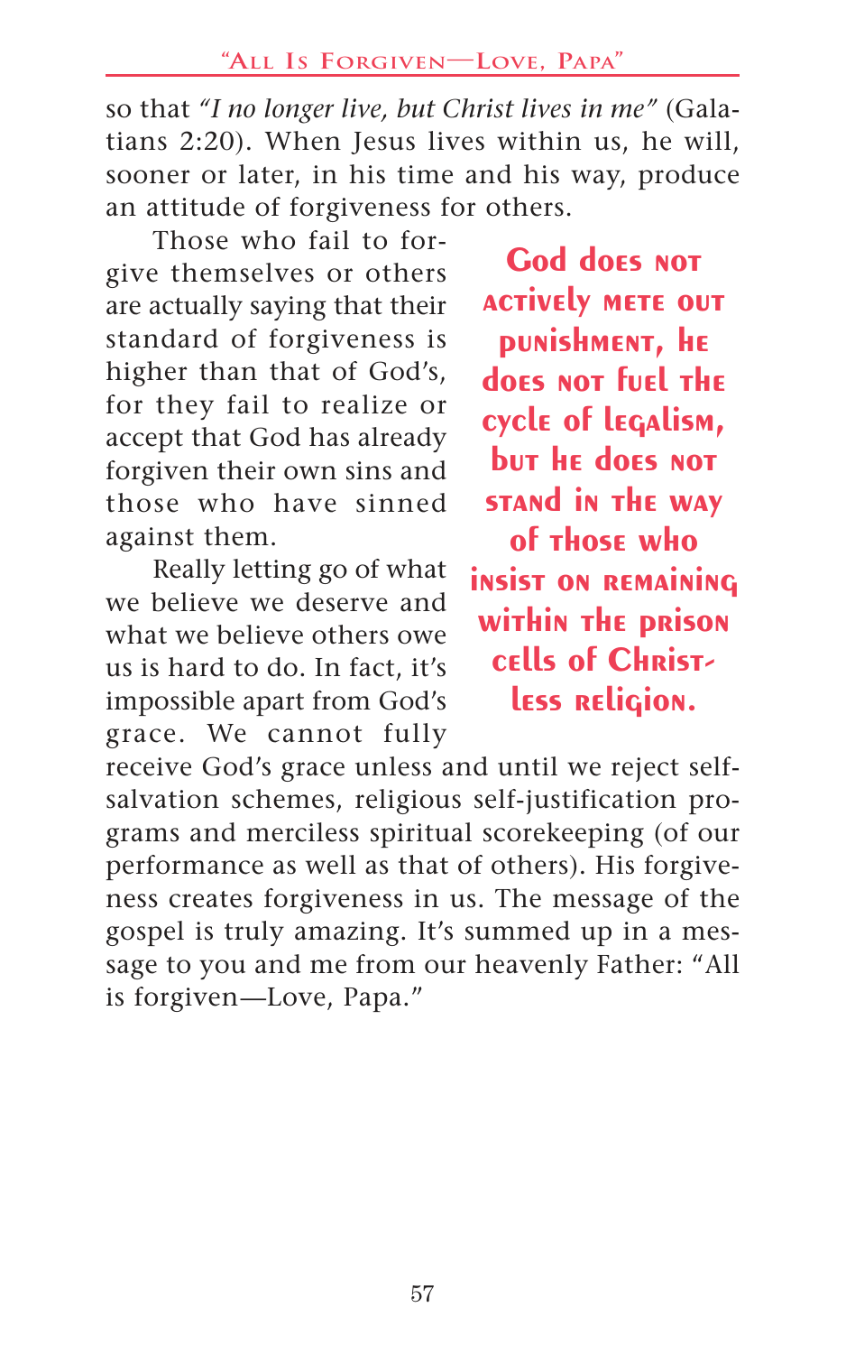so that *"I no longer live, but Christ lives in me"* (Galatians 2:20). When Jesus lives within us, he will, sooner or later, in his time and his way, produce an attitude of forgiveness for others.

Those who fail to forgive themselves or others are actually saying that their standard of forgiveness is higher than that of God's, for they fail to realize or accept that God has already forgiven their own sins and those who have sinned against them.

Really letting go of what we believe we deserve and what we believe others owe us is hard to do. In fact, it's impossible apart from God's grace. We cannot fully receive God's grace unless and until we reject self-salvation schemes, religious self-justification programs and merciless spiritual scorekeeping (of our performance as well as that of others). His forgiveness creates forgiveness in us. The message of the gospel is truly amazing. It's summed up in a message to you and me from our heavenly Father: "All is forgiven—Love, Papa."

**God does not actively mete out punishment, he does not fuel the cycle of legalism, but he does not stand in the way of those who insist on remaining within the prison cells of Christless religion.**